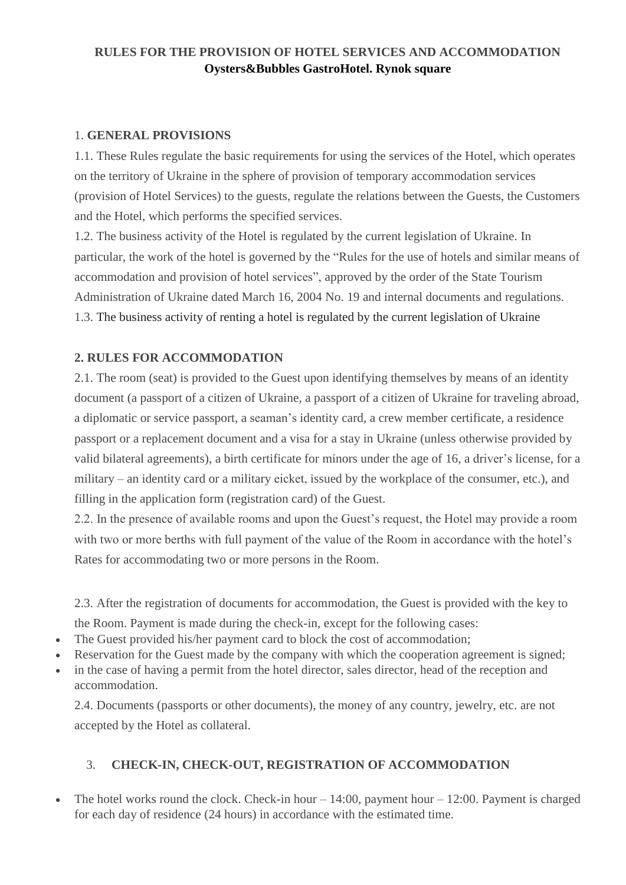**RULES FOR THE PROVISION OF HOTEL SERVICES AND ACCOMMODATION**
**Oysters&Bubbles GastroHotel. Rynok square**

## 1. GENERAL PROVISIONS

1.1. These Rules regulate the basic requirements for using the services of the Hotel, which operates on the territory of Ukraine in the sphere of provision of temporary accommodation services (provision of Hotel Services) to the guests, regulate the relations between the Guests, the Customers and the Hotel, which performs the specified services.

1.2. The business activity of the Hotel is regulated by the current legislation of Ukraine. In particular, the work of the hotel is governed by the "Rules for the use of hotels and similar means of accommodation and provision of hotel services", approved by the order of the State Tourism Administration of Ukraine dated March 16, 2004 No. 19 and internal documents and regulations.

1.3. The business activity of renting a hotel is regulated by the current legislation of Ukraine

## 2. RULES FOR ACCOMMODATION

2.1. The room (seat) is provided to the Guest upon identifying themselves by means of an identity document (a passport of a citizen of Ukraine, a passport of a citizen of Ukraine for traveling abroad, a diplomatic or service passport, a seaman's identity card, a crew member certificate, a residence passport or a replacement document and a visa for a stay in Ukraine (unless otherwise provided by valid bilateral agreements), a birth certificate for minors under the age of 16, a driver's license, for a military – an identity card or a military eicket, issued by the workplace of the consumer, etc.), and filling in the application form (registration card) of the Guest.

2.2. In the presence of available rooms and upon the Guest's request, the Hotel may provide a room with two or more berths with full payment of the value of the Room in accordance with the hotel's Rates for accommodating two or more persons in the Room.

2.3. After the registration of documents for accommodation, the Guest is provided with the key to the Room. Payment is made during the check-in, except for the following cases:

- The Guest provided his/her payment card to block the cost of accommodation;
- Reservation for the Guest made by the company with which the cooperation agreement is signed;
- in the case of having a permit from the hotel director, sales director, head of the reception and accommodation.

2.4. Documents (passports or other documents), the money of any country, jewelry, etc. are not accepted by the Hotel as collateral.

## 3. CHECK-IN, CHECK-OUT, REGISTRATION OF ACCOMMODATION

- The hotel works round the clock. Check-in hour – 14:00, payment hour – 12:00. Payment is charged for each day of residence (24 hours) in accordance with the estimated time.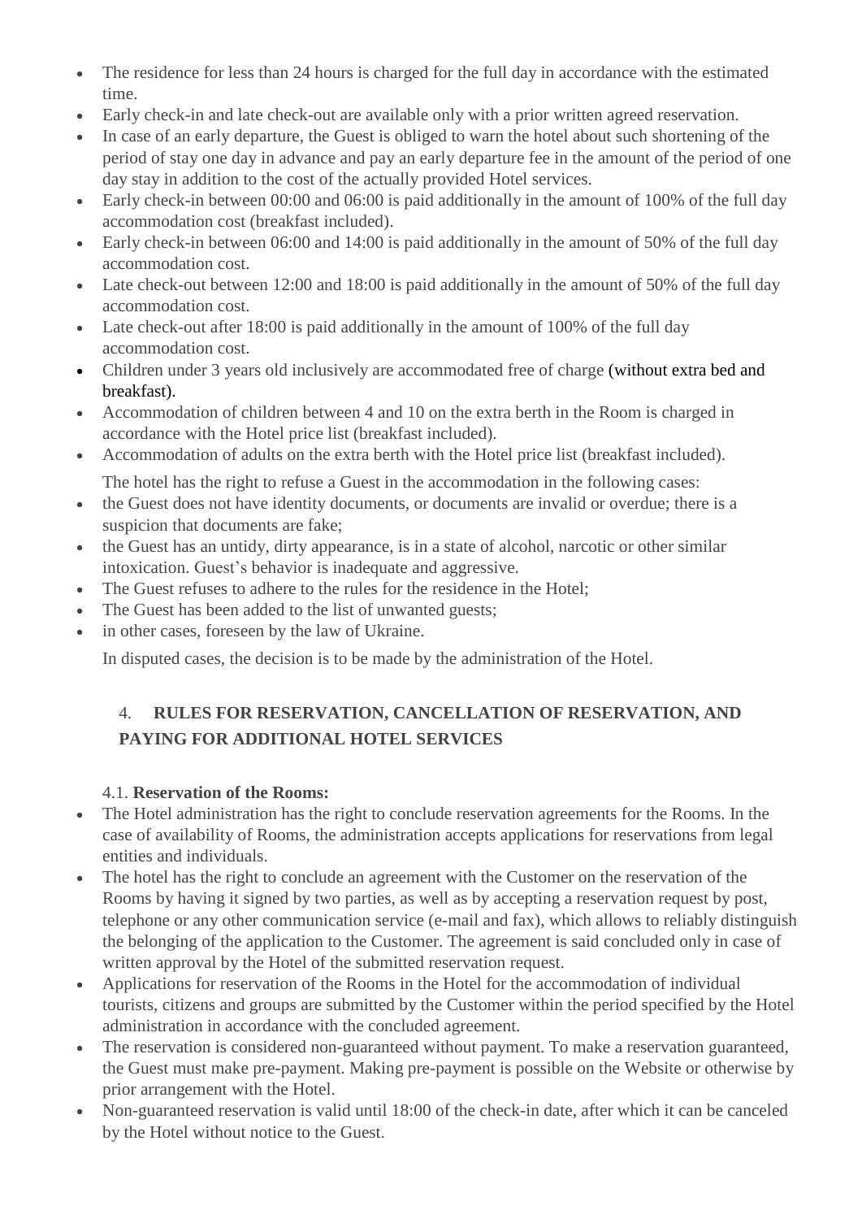- The residence for less than 24 hours is charged for the full day in accordance with the estimated time.
- Early check-in and late check-out are available only with a prior written agreed reservation.
- In case of an early departure, the Guest is obliged to warn the hotel about such shortening of the period of stay one day in advance and pay an early departure fee in the amount of the period of one day stay in addition to the cost of the actually provided Hotel services.
- Early check-in between 00:00 and 06:00 is paid additionally in the amount of 100% of the full day accommodation cost (breakfast included).
- Early check-in between 06:00 and 14:00 is paid additionally in the amount of 50% of the full day accommodation cost.
- Late check-out between 12:00 and 18:00 is paid additionally in the amount of 50% of the full day accommodation cost.
- Late check-out after 18:00 is paid additionally in the amount of 100% of the full day accommodation cost.
- Children under 3 years old inclusively are accommodated free of charge (without extra bed and breakfast).
- Accommodation of children between 4 and 10 on the extra berth in the Room is charged in accordance with the Hotel price list (breakfast included).
- Accommodation of adults on the extra berth with the Hotel price list (breakfast included).

The hotel has the right to refuse a Guest in the accommodation in the following cases:

- the Guest does not have identity documents, or documents are invalid or overdue; there is a suspicion that documents are fake;
- the Guest has an untidy, dirty appearance, is in a state of alcohol, narcotic or other similar intoxication. Guest's behavior is inadequate and aggressive.
- The Guest refuses to adhere to the rules for the residence in the Hotel;
- The Guest has been added to the list of unwanted guests;
- in other cases, foreseen by the law of Ukraine.

In disputed cases, the decision is to be made by the administration of the Hotel.

## 4. RULES FOR RESERVATION, CANCELLATION OF RESERVATION, AND PAYING FOR ADDITIONAL HOTEL SERVICES

4.1. **Reservation of the Rooms:**

- The Hotel administration has the right to conclude reservation agreements for the Rooms. In the case of availability of Rooms, the administration accepts applications for reservations from legal entities and individuals.
- The hotel has the right to conclude an agreement with the Customer on the reservation of the Rooms by having it signed by two parties, as well as by accepting a reservation request by post, telephone or any other communication service (e-mail and fax), which allows to reliably distinguish the belonging of the application to the Customer. The agreement is said concluded only in case of written approval by the Hotel of the submitted reservation request.
- Applications for reservation of the Rooms in the Hotel for the accommodation of individual tourists, citizens and groups are submitted by the Customer within the period specified by the Hotel administration in accordance with the concluded agreement.
- The reservation is considered non-guaranteed without payment. To make a reservation guaranteed, the Guest must make pre-payment. Making pre-payment is possible on the Website or otherwise by prior arrangement with the Hotel.
- Non-guaranteed reservation is valid until 18:00 of the check-in date, after which it can be canceled by the Hotel without notice to the Guest.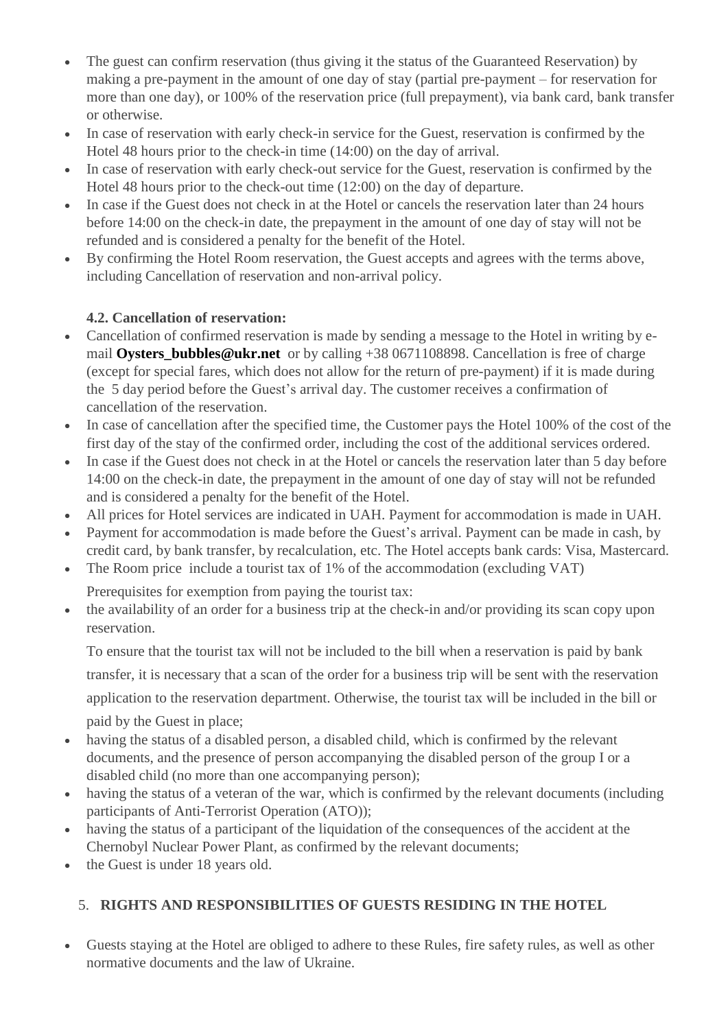- The guest can confirm reservation (thus giving it the status of the Guaranteed Reservation) by making a pre-payment in the amount of one day of stay (partial pre-payment – for reservation for more than one day), or 100% of the reservation price (full prepayment), via bank card, bank transfer or otherwise.
- In case of reservation with early check-in service for the Guest, reservation is confirmed by the Hotel 48 hours prior to the check-in time (14:00) on the day of arrival.
- In case of reservation with early check-out service for the Guest, reservation is confirmed by the Hotel 48 hours prior to the check-out time (12:00) on the day of departure.
- In case if the Guest does not check in at the Hotel or cancels the reservation later than 24 hours before 14:00 on the check-in date, the prepayment in the amount of one day of stay will not be refunded and is considered a penalty for the benefit of the Hotel.
- By confirming the Hotel Room reservation, the Guest accepts and agrees with the terms above, including Cancellation of reservation and non-arrival policy.

**4.2. Cancellation of reservation:**

- Cancellation of confirmed reservation is made by sending a message to the Hotel in writing by e-mail **Oysters_bubbles@ukr.net** or by calling +38 0671108898. Cancellation is free of charge (except for special fares, which does not allow for the return of pre-payment) if it is made during the 5 day period before the Guest's arrival day. The customer receives a confirmation of cancellation of the reservation.
- In case of cancellation after the specified time, the Customer pays the Hotel 100% of the cost of the first day of the stay of the confirmed order, including the cost of the additional services ordered.
- In case if the Guest does not check in at the Hotel or cancels the reservation later than 5 day before 14:00 on the check-in date, the prepayment in the amount of one day of stay will not be refunded and is considered a penalty for the benefit of the Hotel.
- All prices for Hotel services are indicated in UAH. Payment for accommodation is made in UAH.
- Payment for accommodation is made before the Guest's arrival. Payment can be made in cash, by credit card, by bank transfer, by recalculation, etc. The Hotel accepts bank cards: Visa, Mastercard.
- The Room price include a tourist tax of 1% of the accommodation (excluding VAT)

  Prerequisites for exemption from paying the tourist tax:
- the availability of an order for a business trip at the check-in and/or providing its scan copy upon reservation.

  To ensure that the tourist tax will not be included to the bill when a reservation is paid by bank transfer, it is necessary that a scan of the order for a business trip will be sent with the reservation application to the reservation department. Otherwise, the tourist tax will be included in the bill or paid by the Guest in place;
- having the status of a disabled person, a disabled child, which is confirmed by the relevant documents, and the presence of person accompanying the disabled person of the group I or a disabled child (no more than one accompanying person);
- having the status of a veteran of the war, which is confirmed by the relevant documents (including participants of Anti-Terrorist Operation (ATO));
- having the status of a participant of the liquidation of the consequences of the accident at the Chernobyl Nuclear Power Plant, as confirmed by the relevant documents;
- the Guest is under 18 years old.

## 5. RIGHTS AND RESPONSIBILITIES OF GUESTS RESIDING IN THE HOTEL

- Guests staying at the Hotel are obliged to adhere to these Rules, fire safety rules, as well as other normative documents and the law of Ukraine.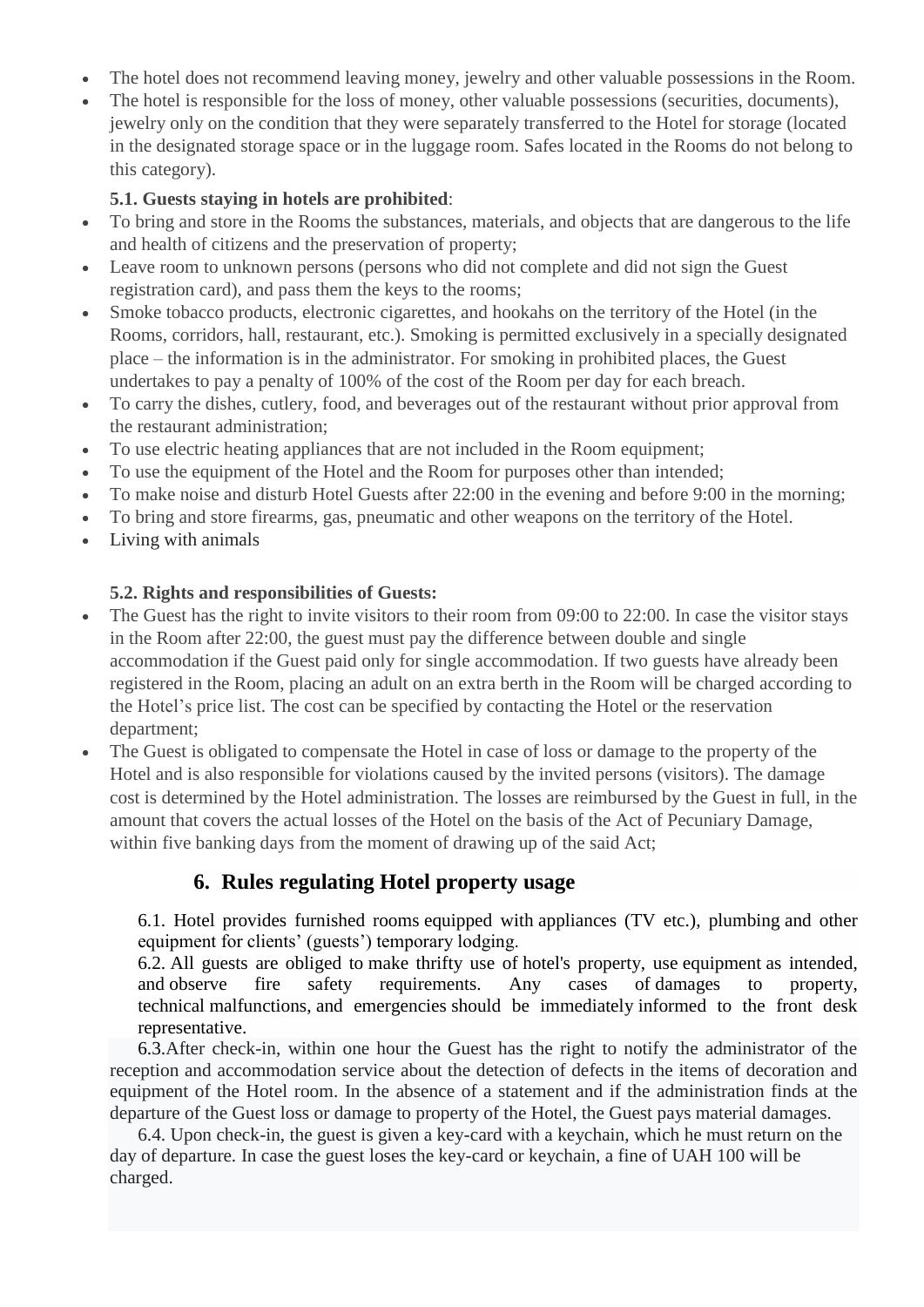- The hotel does not recommend leaving money, jewelry and other valuable possessions in the Room.
- The hotel is responsible for the loss of money, other valuable possessions (securities, documents), jewelry only on the condition that they were separately transferred to the Hotel for storage (located in the designated storage space or in the luggage room. Safes located in the Rooms do not belong to this category).

**5.1. Guests staying in hotels are prohibited**:

- To bring and store in the Rooms the substances, materials, and objects that are dangerous to the life and health of citizens and the preservation of property;
- Leave room to unknown persons (persons who did not complete and did not sign the Guest registration card), and pass them the keys to the rooms;
- Smoke tobacco products, electronic cigarettes, and hookahs on the territory of the Hotel (in the Rooms, corridors, hall, restaurant, etc.). Smoking is permitted exclusively in a specially designated place – the information is in the administrator. For smoking in prohibited places, the Guest undertakes to pay a penalty of 100% of the cost of the Room per day for each breach.
- To carry the dishes, cutlery, food, and beverages out of the restaurant without prior approval from the restaurant administration;
- To use electric heating appliances that are not included in the Room equipment;
- To use the equipment of the Hotel and the Room for purposes other than intended;
- To make noise and disturb Hotel Guests after 22:00 in the evening and before 9:00 in the morning;
- To bring and store firearms, gas, pneumatic and other weapons on the territory of the Hotel.
- Living with animals

**5.2. Rights and responsibilities of Guests:**

- The Guest has the right to invite visitors to their room from 09:00 to 22:00. In case the visitor stays in the Room after 22:00, the guest must pay the difference between double and single accommodation if the Guest paid only for single accommodation. If two guests have already been registered in the Room, placing an adult on an extra berth in the Room will be charged according to the Hotel's price list. The cost can be specified by contacting the Hotel or the reservation department;
- The Guest is obligated to compensate the Hotel in case of loss or damage to the property of the Hotel and is also responsible for violations caused by the invited persons (visitors). The damage cost is determined by the Hotel administration. The losses are reimbursed by the Guest in full, in the amount that covers the actual losses of the Hotel on the basis of the Act of Pecuniary Damage, within five banking days from the moment of drawing up of the said Act;

## 6. Rules regulating Hotel property usage

6.1. Hotel provides furnished rooms equipped with appliances (TV etc.), plumbing and other equipment for clients' (guests') temporary lodging.

6.2. All guests are obliged to make thrifty use of hotel's property, use equipment as intended, and observe fire safety requirements. Any cases of damages to property, technical malfunctions, and emergencies should be immediately informed to the front desk representative.

6.3.After check-in, within one hour the Guest has the right to notify the administrator of the reception and accommodation service about the detection of defects in the items of decoration and equipment of the Hotel room. In the absence of a statement and if the administration finds at the departure of the Guest loss or damage to property of the Hotel, the Guest pays material damages.

6.4. Upon check-in, the guest is given a key-card with a keychain, which he must return on the day of departure. In case the guest loses the key-card or keychain, a fine of UAH 100 will be charged.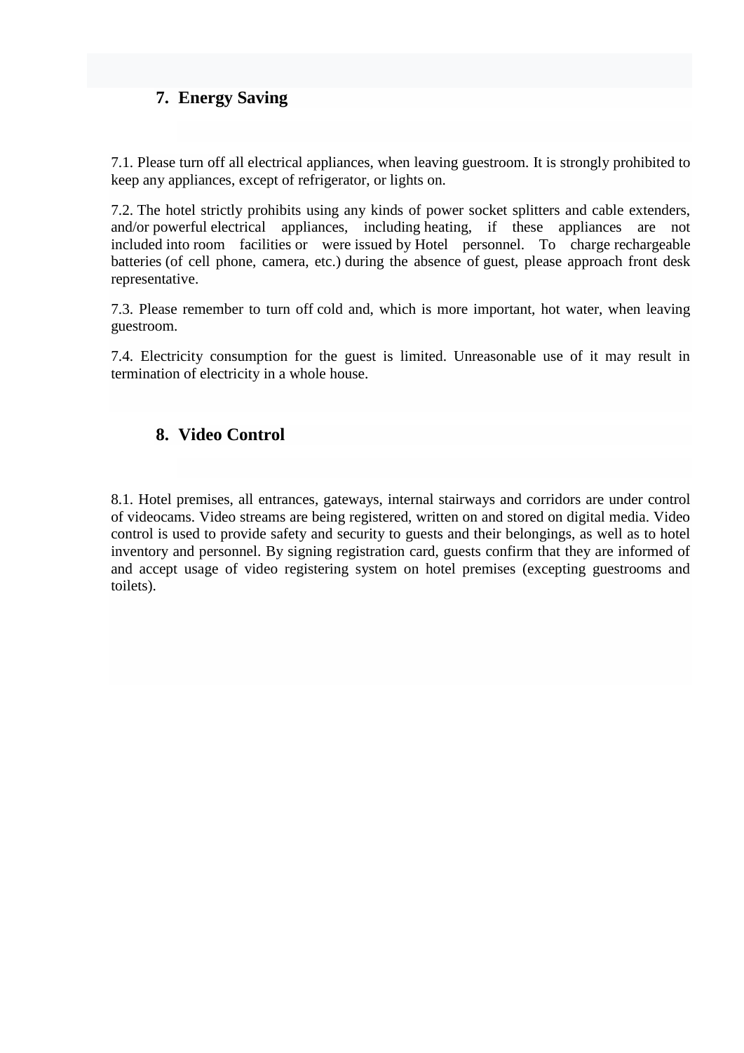## 7. Energy Saving

7.1. Please turn off all electrical appliances, when leaving guestroom. It is strongly prohibited to keep any appliances, except of refrigerator, or lights on.

7.2. The hotel strictly prohibits using any kinds of power socket splitters and cable extenders, and/or powerful electrical appliances, including heating, if these appliances are not included into room facilities or were issued by Hotel personnel. To charge rechargeable batteries (of cell phone, camera, etc.) during the absence of guest, please approach front desk representative.

7.3. Please remember to turn off cold and, which is more important, hot water, when leaving guestroom.

7.4. Electricity consumption for the guest is limited. Unreasonable use of it may result in termination of electricity in a whole house.

## 8. Video Control

8.1. Hotel premises, all entrances, gateways, internal stairways and corridors are under control of videocams. Video streams are being registered, written on and stored on digital media. Video control is used to provide safety and security to guests and their belongings, as well as to hotel inventory and personnel. By signing registration card, guests confirm that they are informed of and accept usage of video registering system on hotel premises (excepting guestrooms and toilets).